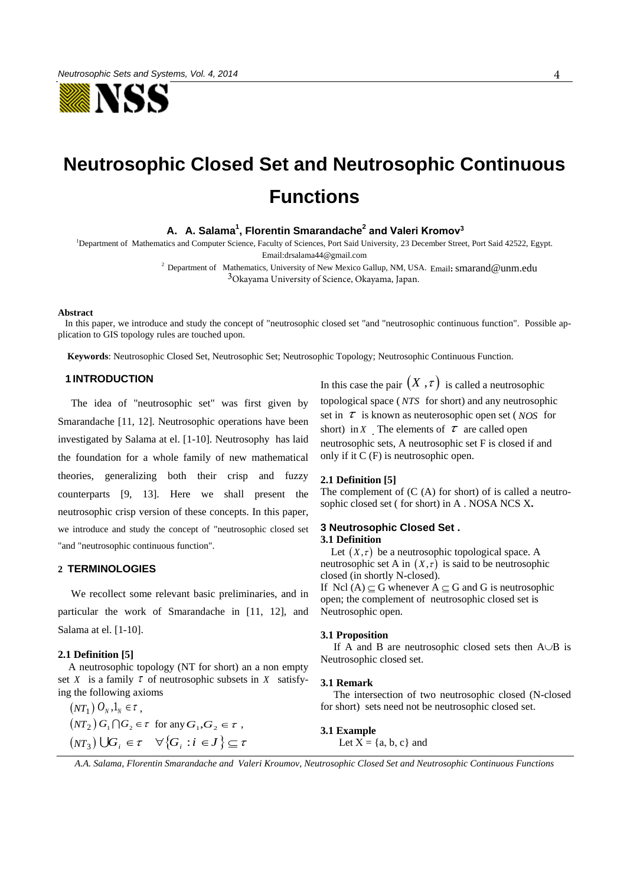# Neutrosophic Closed Set and Neutrosophic Continuous Functions

**A. A. Salama[1], Florentin Smarandache[2] and Valeri Kromov[3]**

[1]Department of Mathematics and Computer Science, Faculty of Sciences, Port Said University, 23 December Street, Port Said 42522, Egypt. Email:drsalama44@gmail.com

[2] Department of Mathematics, University of New Mexico Gallup, NM, USA. Email: smarand@unm.edu

[3]Okayama University of Science, Okayama, Japan.

**Abstract**

In this paper, we introduce and study the concept of "neutrosophic closed set "and "neutrosophic continuous function". Possible application to GIS topology rules are touched upon.

**Keywords**: Neutrosophic Closed Set, Neutrosophic Set; Neutrosophic Topology; Neutrosophic Continuous Function.

## 1 INTRODUCTION

The idea of "neutrosophic set" was first given by Smarandache [11, 12]. Neutrosophic operations have been investigated by Salama at el. [1-10]. Neutrosophy has laid the foundation for a whole family of new mathematical theories, generalizing both their crisp and fuzzy counterparts [9, 13]. Here we shall present the neutrosophic crisp version of these concepts. In this paper, we introduce and study the concept of "neutrosophic closed set "and "neutrosophic continuous function".

## 2 TERMINOLOGIES

We recollect some relevant basic preliminaries, and in particular the work of Smarandache in [11, 12], and Salama at el. [1-10].

**2.1 Definition [5]**

A neutrosophic topology (NT for short) an a non empty set $X$ is a family $\tau$ of neutrosophic subsets in $X$ satisfying the following axioms

$(NT_1)$ $O_N, 1_N \in \tau$,

$(NT_2)$ $G_1 \cap G_2 \in \tau$ for any $G_1, G_2 \in \tau$,

$(NT_3)$ $\cup G_i \in \tau \quad \forall \{G_i : i \in J\} \subseteq \tau$

In this case the pair $(X, \tau)$ is called a neutrosophic topological space ( $NTS$ for short) and any neutrosophic set in $\tau$ is known as neuterosophic open set ( $NOS$ for short) in $X$ . The elements of $\tau$ are called open neutrosophic sets, A neutrosophic set F is closed if and only if it C (F) is neutrosophic open.

**2.1 Definition [5]**

The complement of (C (A) for short) of is called a neutrosophic closed set ( for short) in A . NOSA NCS X**.**

## 3 Neutrosophic Closed Set .

**3.1 Definition**

Let $(X, \tau)$ be a neutrosophic topological space. A neutrosophic set A in $(X, \tau)$ is said to be neutrosophic closed (in shortly N-closed).

If Ncl (A) $\subseteq$ G whenever A $\subseteq$ G and G is neutrosophic open; the complement of neutrosophic closed set is Neutrosophic open.

**3.1 Proposition**

If A and B are neutrosophic closed sets then A$\cup$B is Neutrosophic closed set.

**3.1 Remark**

The intersection of two neutrosophic closed (N-closed for short) sets need not be neutrosophic closed set.

**3.1 Example**

Let X = {a, b, c} and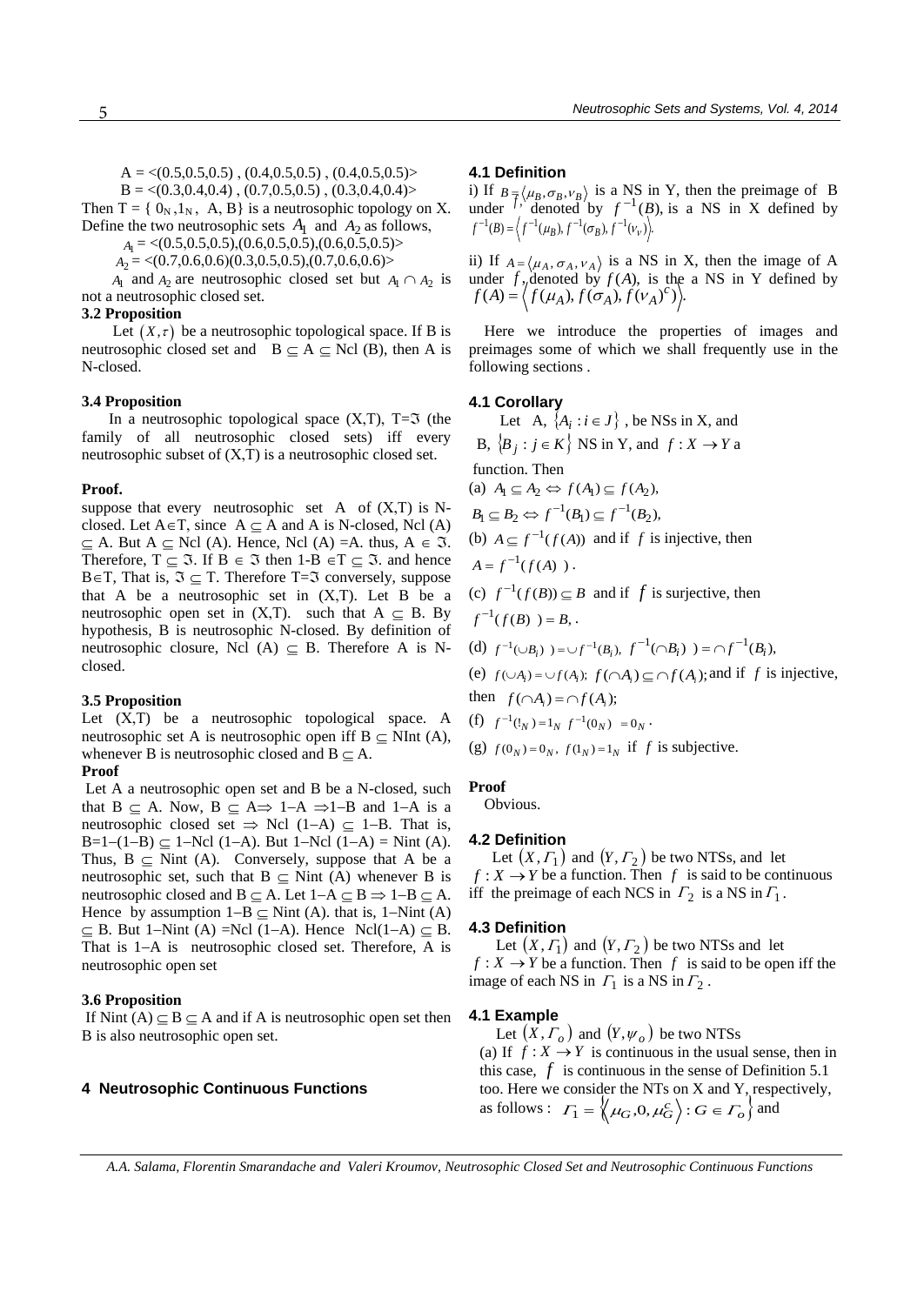$A = <(0.5,0.5,0.5)\ ,\ (0.4,0.5,0.5)\ ,\ (0.4,0.5,0.5)>$

$B = <(0.3,0.4,0.4)\ ,\ (0.7,0.5,0.5)\ ,\ (0.3,0.4,0.4)>$

Then $T = \{ 0_N, 1_N,\ A, B\}$ is a neutrosophic topology on X. Define the two neutrosophic sets $A_1$ and $A_2$ as follows,

$A_1 = <(0.5,0.5,0.5),(0.6,0.5,0.5),(0.6,0.5,0.5)>$

$A_2 = <(0.7,0.6,0.6)(0.3,0.5,0.5),(0.7,0.6,0.6)>$

$A_1$ and $A_2$ are neutrosophic closed set but $A_1 \cap A_2$ is not a neutrosophic closed set.

### 3.2 Proposition

Let $(X,\tau)$ be a neutrosophic topological space. If B is neutrosophic closed set and $B \subseteq A \subseteq \text{Ncl}(B)$, then A is N-closed.

### 3.4 Proposition

In a neutrosophic topological space (X,T), $T=\mathfrak{I}$ (the family of all neutrosophic closed sets) iff every neutrosophic subset of (X,T) is a neutrosophic closed set.

**Proof.**

suppose that every neutrosophic set A of (X,T) is N-closed. Let $A\in T$, since $A \subseteq A$ and A is N-closed, Ncl (A) $\subseteq$ A. But $A \subseteq$ Ncl (A). Hence, Ncl (A) =A. thus, $A \in \mathfrak{I}$. Therefore, $T \subseteq \mathfrak{I}$. If $B \in \mathfrak{I}$ then $1\text{-}B \in T \subseteq \mathfrak{I}$. and hence $B\in T$, That is, $\mathfrak{I} \subseteq T$. Therefore $T=\mathfrak{I}$ conversely, suppose that A be a neutrosophic set in (X,T). Let B be a neutrosophic open set in (X,T). such that $A \subseteq B$. By hypothesis, B is neutrosophic N-closed. By definition of neutrosophic closure, Ncl (A) $\subseteq$ B. Therefore A is N-closed.

### 3.5 Proposition

Let (X,T) be a neutrosophic topological space. A neutrosophic set A is neutrosophic open iff $B \subseteq$ NInt (A), whenever B is neutrosophic closed and $B \subseteq A$.

**Proof**

Let A a neutrosophic open set and B be a N-closed, such that $B \subseteq A$. Now, $B \subseteq A \Rightarrow 1\text{–}A \Rightarrow 1\text{–}B$ and $1\text{–}A$ is a neutrosophic closed set $\Rightarrow$ Ncl $(1\text{–}A) \subseteq 1\text{–}B$. That is, $B=1\text{–}(1\text{–}B) \subseteq 1\text{–}$Ncl $(1\text{–}A)$. But $1\text{–}$Ncl $(1\text{–}A)$ = Nint (A). Thus, $B \subseteq$ Nint (A). Conversely, suppose that A be a neutrosophic set, such that $B \subseteq$ Nint (A) whenever B is neutrosophic closed and $B \subseteq A$. Let $1\text{–}A \subseteq B \Rightarrow 1\text{–}B \subseteq A$. Hence by assumption $1\text{–}B \subseteq$ Nint (A). that is, $1\text{–}$Nint (A) $\subseteq$ B. But $1\text{–}$Nint (A) =Ncl $(1\text{–}A)$. Hence Ncl$(1\text{–}A) \subseteq$ B. That is $1\text{–}A$ is neutrosophic closed set. Therefore, A is neutrosophic open set

### 3.6 Proposition

If Nint (A) $\subseteq B \subseteq A$ and if A is neutrosophic open set then B is also neutrosophic open set.

## 4 Neutrosophic Continuous Functions

### 4.1 Definition

i) If $B = \langle \mu_B, \sigma_B, \nu_B \rangle$ is a NS in Y, then the preimage of B under $f$, denoted by $f^{-1}(B)$, is a NS in X defined by $f^{-1}(B) = \langle f^{-1}(\mu_B), f^{-1}(\sigma_B), f^{-1}(\nu_V) \rangle$.

ii) If $A = \langle \mu_A, \sigma_A, \nu_A \rangle$ is a NS in X, then the image of A under $f$, denoted by $f(A)$, is the a NS in Y defined by $f(A) = \langle f(\mu_A), f(\sigma_A), f(\nu_A)^c \rangle$.

Here we introduce the properties of images and preimages some of which we shall frequently use in the following sections .

### 4.1 Corollary

Let A, $\{A_i : i \in J\}$, be NSs in X, and B, $\{B_j : j \in K\}$ NS in Y, and $f : X \to Y$ a function. Then

(a) $A_1 \subseteq A_2 \Leftrightarrow f(A_1) \subseteq f(A_2)$,

$B_1 \subseteq B_2 \Leftrightarrow f^{-1}(B_1) \subseteq f^{-1}(B_2)$,

(b) $A \subseteq f^{-1}(f(A))$ and if $f$ is injective, then $A = f^{-1}(f(A))$ .

(c) $f^{-1}(f(B)) \subseteq B$ and if $f$ is surjective, then $f^{-1}(f(B)) = B$, .

(d) $f^{-1}(\cup B_i) = \cup f^{-1}(B_i),\ f^{-1}(\cap B_i) = \cap f^{-1}(B_i)$,

(e) $f(\cup A_i) = \cup f(A_i);\ f(\cap A_i) \subseteq \cap f(A_i)$; and if $f$ is injective, then $f(\cap A_i) = \cap f(A_i)$;

(f) $f^{-1}(1_N) = 1_N\ \ f^{-1}(0_N) = 0_N$ .

(g) $f(0_N) = 0_N,\ f(1_N) = 1_N$ if $f$ is subjective.

**Proof**

Obvious.

### 4.2 Definition

Let $(X,\Gamma_1)$ and $(Y,\Gamma_2)$ be two NTSs, and let $f : X \to Y$ be a function. Then $f$ is said to be continuous iff the preimage of each NCS in $\Gamma_2$ is a NS in $\Gamma_1$.

### 4.3 Definition

Let $(X,\Gamma_1)$ and $(Y,\Gamma_2)$ be two NTSs and let $f : X \to Y$ be a function. Then $f$ is said to be open iff the image of each NS in $\Gamma_1$ is a NS in $\Gamma_2$ .

### 4.1 Example

Let $(X,\Gamma_o)$ and $(Y,\psi_o)$ be two NTSs

(a) If $f : X \to Y$ is continuous in the usual sense, then in this case, $f$ is continuous in the sense of Definition 5.1 too. Here we consider the NTs on X and Y, respectively, as follows : $\Gamma_1 = \{\langle \mu_G, 0, \mu_G^c \rangle : G \in \Gamma_o\}$ and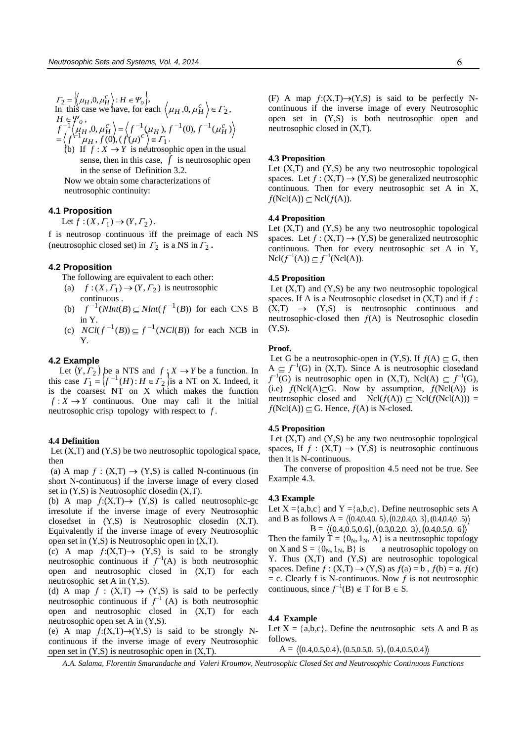$\Gamma_2 = \left\{ \left\langle \mu_H, 0, \mu_H^c \right\rangle : H \in \Psi_o \right\}$,

In this case we have, for each $\left\langle \mu_H, 0, \mu_H^c \right\rangle \in \Gamma_2$, $H \in \Psi_o$,

$f^{-1}\left\langle \mu_H, 0, \mu_H^c \right\rangle = \left\langle f^{-1}(\mu_H), f^{-1}(0), f^{-1}(\mu_H^c) \right\rangle$
$= \left\langle f^{-1}\mu_H, f(0), (f(\mu)^c \right\rangle \in \Gamma_1$.

(b) If $f : X \to Y$ is neutrosophic open in the usual sense, then in this case, $f$ is neutrosophic open in the sense of Definition 3.2.

Now we obtain some characterizations of neutrosophic continuity:

### 4.1 Proposition

Let $f : (X, \Gamma_1) \to (Y, \Gamma_2)$.

f is neutrosop continuous iff the preimage of each NS (neutrosophic closed set) in $\Gamma_2$ is a NS in $\Gamma_2$.

### 4.2 Proposition

The following are equivalent to each other:

(a) $f : (X, \Gamma_1) \to (Y, \Gamma_2)$ is neutrosophic continuous .

(b) $f^{-1}(NInt(B) \subseteq NInt(f^{-1}(B))$ for each CNS B in Y.

(c) $NCl(f^{-1}(B)) \subseteq f^{-1}(NCl(B))$ for each NCB in Y.

### 4.2 Example

Let $(Y, \Gamma_2)$ be a NTS and $f : X \to Y$ be a function. In this case $\Gamma_1 = \left\{ f^{-1}(H) : H \in \Gamma_2 \right\}$ is a NT on X. Indeed, it is the coarsest NT on X which makes the function $f : X \to Y$ continuous. One may call it the initial neutrosophic crisp topology with respect to $f$.

#### 4.4 Definition

Let (X,T) and (Y,S) be two neutrosophic topological space, then

(a) A map $f$ : (X,T) → (Y,S) is called N-continuous (in short N-continuous) if the inverse image of every closed set in (Y,S) is Neutrosophic closedin (X,T).

(b) A map $f$:(X,T)→ (Y,S) is called neutrosophic-gc irresolute if the inverse image of every Neutrosophic closedset in (Y,S) is Neutrosophic closedin (X,T). Equivalently if the inverse image of every Neutrosophic open set in (Y,S) is Neutrosophic open in (X,T).

(c) A map $f$:(X,T)→ (Y,S) is said to be strongly neutrosophic continuous if $f^{-1}$(A) is both neutrosophic open and neutrosophic closed in (X,T) for each neutrosophic set A in (Y,S).

(d) A map $f$ : (X,T) → (Y,S) is said to be perfectly neutrosophic continuous if $f^{-1}$ (A) is both neutrosophic open and neutrosophic closed in (X,T) for each neutrosophic open set A in (Y,S).

(e) A map $f$:(X,T)→(Y,S) is said to be strongly N-continuous if the inverse image of every Neutrosophic open set in (Y,S) is neutrosophic open in (X,T).

(F) A map $f$:(X,T)→(Y,S) is said to be perfectly N-continuous if the inverse image of every Neutrosophic open set in (Y,S) is both neutrosophic open and neutrosophic closed in (X,T).

#### 4.3 Proposition

Let (X,T) and (Y,S) be any two neutrosophic topological spaces. Let $f$ : (X,T) → (Y,S) be generalized neutrosophic continuous. Then for every neutrosophic set A in X, $f$(Ncl(A)) ⊆ Ncl($f$(A)).

#### 4.4 Proposition

Let (X,T) and (Y,S) be any two neutrosophic topological spaces. Let $f$ : (X,T) → (Y,S) be generalized neutrosophic continuous. Then for every neutrosophic set A in Y, Ncl($f^{-1}$(A)) ⊆ $f^{-1}$(Ncl(A)).

#### 4.5 Proposition

Let (X,T) and (Y,S) be any two neutrosophic topological spaces. If A is a Neutrosophic closedset in (X,T) and if $f$ : (X,T) → (Y,S) is neutrosophic continuous and neutrosophic-closed then $f$(A) is Neutrosophic closedin (Y,S).

#### Proof.

Let G be a neutrosophic-open in (Y,S). If $f$(A) ⊆ G, then A ⊆ $f^{-1}$(G) in (X,T). Since A is neutrosophic closedand $f^{-1}$(G) is neutrosophic open in (X,T), Ncl(A) ⊆ $f^{-1}$(G), (i.e) $f$(Ncl(A)⊆G. Now by assumption, $f$(Ncl(A)) is neutrosophic closed and Ncl($f$(A)) ⊆ Ncl($f$(Ncl(A))) = $f$(Ncl(A)) ⊆ G. Hence, $f$(A) is N-closed.

#### 4.5 Proposition

Let (X,T) and (Y,S) be any two neutrosophic topological spaces, If $f$ : (X,T) → (Y,S) is neutrosophic continuous then it is N-continuous.

The converse of proposition 4.5 need not be true. See Example 4.3.

#### 4.3 Example

Let X ={a,b,c} and Y ={a,b,c}. Define neutrosophic sets A and B as follows A = $\langle (0.4,0.4,0.5), (0.2,0.4,0.3), (0.4,0.4,0.5) \rangle$

B = $\langle (0.4,0.5,0.6), (0.3,0.2,0.3), (0.4,0.5,0.6) \rangle$

Then the family T = {$0_N$, $1_N$, A} is a neutrosophic topology on X and S = {$0_N$, $1_N$, B} is a neutrosophic topology on Y. Thus (X,T) and (Y,S) are neutrosophic topological spaces. Define $f$ : (X,T) → (Y,S) as $f$(a) = b , $f$(b) = a, $f$(c) = c. Clearly f is N-continuous. Now $f$ is not neutrosophic continuous, since $f^{-1}$(B) ∉ T for B ∈ S.

#### 4.4 Example

Let X = {a,b,c}. Define the neutrosophic sets A and B as follows.

A = $\langle (0.4,0.5,0.4), (0.5,0.5,0.5), (0.4,0.5,0.4) \rangle$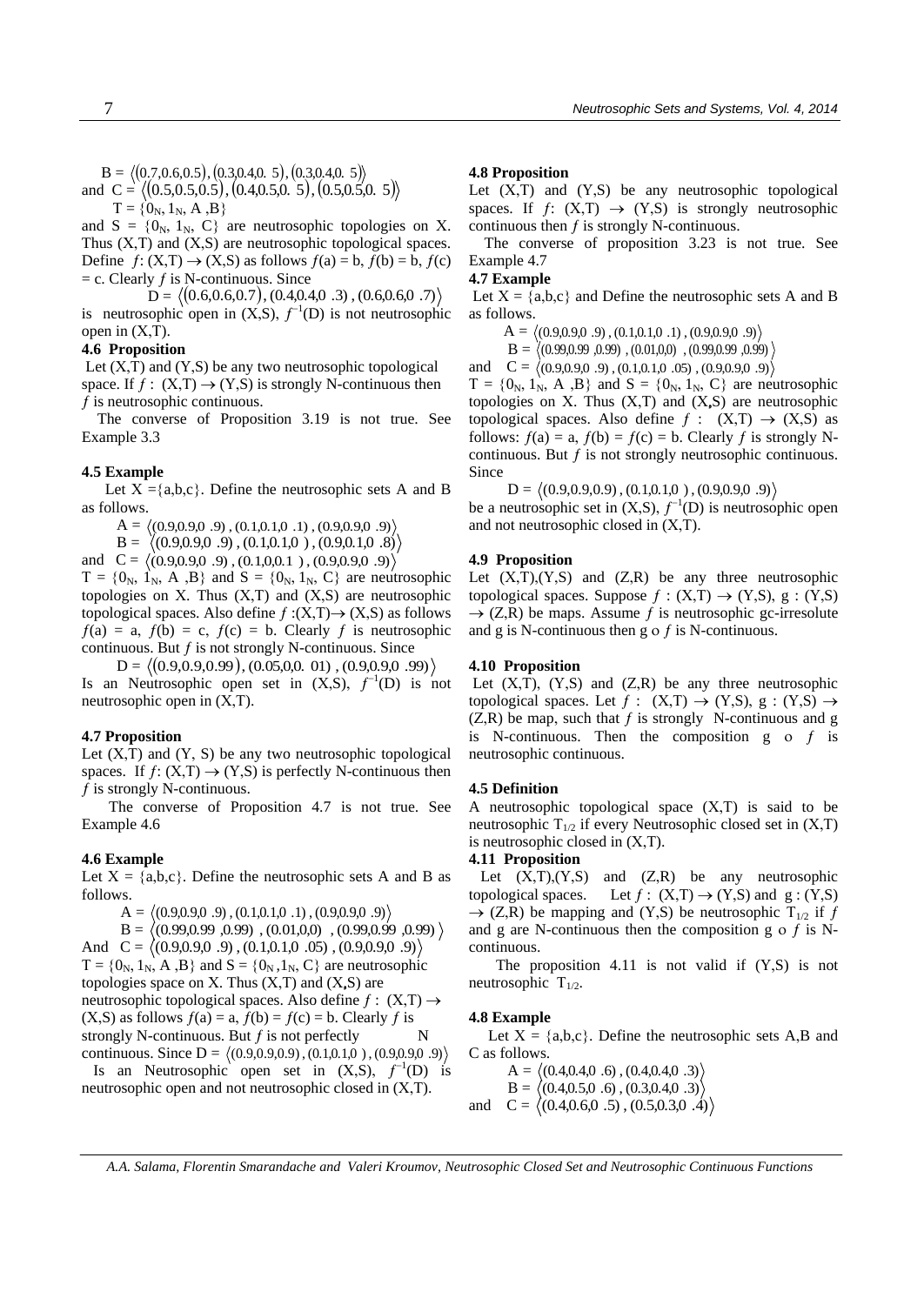$B = \langle (0.7,0.6,0.5), (0.3,0.4,0.5), (0.3,0.4,0.5) \rangle$
and $C = \langle (0.5,0.5,0.5), (0.4,0.5,0.5), (0.5,0.5,0.5) \rangle$
$T = \{0_N, 1_N, A, B\}$
and $S = \{0_N, 1_N, C\}$ are neutrosophic topologies on X. Thus (X,T) and (X,S) are neutrosophic topological spaces. Define $f: (X,T) \to (X,S)$ as follows $f(a) = b$, $f(b) = b$, $f(c) = c$. Clearly $f$ is N-continuous. Since

$$D = \langle (0.6,0.6,0.7), (0.4,0.4,0.3), (0.6,0.6,0.7) \rangle$$

is neutrosophic open in (X,S), $f^{-1}(D)$ is not neutrosophic open in (X,T).

**4.6 Proposition**

Let (X,T) and (Y,S) be any two neutrosophic topological space. If $f: (X,T) \to (Y,S)$ is strongly N-continuous then $f$ is neutrosophic continuous.

The converse of Proposition 3.19 is not true. See Example 3.3

**4.5 Example**

Let X ={a,b,c}. Define the neutrosophic sets A and B as follows.

$A = \langle (0.9,0.9,0.9), (0.1,0.1,0.1), (0.9,0.9,0.9) \rangle$
$B = \langle (0.9,0.9,0.9), (0.1,0.1,0), (0.9,0.1,0.8) \rangle$
and $C = \langle (0.9,0.9,0.9), (0.1,0,0.1), (0.9,0.9,0.9) \rangle$

$T = \{0_N, 1_N, A, B\}$ and $S = \{0_N, 1_N, C\}$ are neutrosophic topologies on X. Thus (X,T) and (X,S) are neutrosophic topological spaces. Also define $f: (X,T) \to (X,S)$ as follows $f(a) = a$, $f(b) = c$, $f(c) = b$. Clearly $f$ is neutrosophic continuous. But $f$ is not strongly N-continuous. Since

$$D = \langle (0.9,0.9,0.99), (0.05,0,0.01), (0.9,0.9,0.99) \rangle$$

Is an Neutrosophic open set in (X,S), $f^{-1}(D)$ is not neutrosophic open in (X,T).

**4.7 Proposition**

Let (X,T) and (Y, S) be any two neutrosophic topological spaces. If $f: (X,T) \to (Y,S)$ is perfectly N-continuous then $f$ is strongly N-continuous.

The converse of Proposition 4.7 is not true. See Example 4.6

**4.6 Example**

Let X = {a,b,c}. Define the neutrosophic sets A and B as follows.

$A = \langle (0.9,0.9,0.9), (0.1,0.1,0.1), (0.9,0.9,0.9) \rangle$
$B = \langle (0.99,0.99,0.99), (0.01,0,0), (0.99,0.99,0.99) \rangle$
And $C = \langle (0.9,0.9,0.9), (0.1,0.1,0.05), (0.9,0.9,0.9) \rangle$

$T = \{0_N, 1_N, A, B\}$ and $S = \{0_N, 1_N, C\}$ are neutrosophic topologies space on X. Thus (X,T) and (X,S) are neutrosophic topological spaces. Also define $f: (X,T) \to (X,S)$ as follows $f(a) = a$, $f(b) = f(c) = b$. Clearly $f$ is strongly N-continuous. But $f$ is not perfectly N continuous. Since $D = \langle (0.9,0.9,0.9), (0.1,0.1,0), (0.9,0.9,0.9) \rangle$ Is an Neutrosophic open set in (X,S), $f^{-1}(D)$ is neutrosophic open and not neutrosophic closed in (X,T).

**4.8 Proposition**

Let (X,T) and (Y,S) be any neutrosophic topological spaces. If $f: (X,T) \to (Y,S)$ is strongly neutrosophic continuous then $f$ is strongly N-continuous.

The converse of proposition 3.23 is not true. See Example 4.7

**4.7 Example**

Let X = {a,b,c} and Define the neutrosophic sets A and B as follows.

$A = \langle (0.9,0.9,0.9), (0.1,0.1,0.1), (0.9,0.9,0.9) \rangle$
$B = \langle (0.99,0.99,0.99), (0.01,0,0), (0.99,0.99,0.99) \rangle$
and $C = \langle (0.9,0.9,0.9), (0.1,0.1,0.05), (0.9,0.9,0.9) \rangle$

$T = \{0_N, 1_N, A, B\}$ and $S = \{0_N, 1_N, C\}$ are neutrosophic topologies on X. Thus (X,T) and (X,S) are neutrosophic topological spaces. Also define $f: (X,T) \to (X,S)$ as follows: $f(a) = a$, $f(b) = f(c) = b$. Clearly $f$ is strongly N-continuous. But $f$ is not strongly neutrosophic continuous. Since

$$D = \langle (0.9,0.9,0.9), (0.1,0.1,0), (0.9,0.9,0.9) \rangle$$

be a neutrosophic set in (X,S), $f^{-1}(D)$ is neutrosophic open and not neutrosophic closed in (X,T).

**4.9 Proposition**

Let (X,T),(Y,S) and (Z,R) be any three neutrosophic topological spaces. Suppose $f: (X,T) \to (Y,S)$, $g: (Y,S) \to (Z,R)$ be maps. Assume $f$ is neutrosophic gc-irresolute and g is N-continuous then g o $f$ is N-continuous.

**4.10 Proposition**

Let (X,T), (Y,S) and (Z,R) be any three neutrosophic topological spaces. Let $f: (X,T) \to (Y,S)$, $g: (Y,S) \to (Z,R)$ be map, such that $f$ is strongly N-continuous and g is N-continuous. Then the composition g o $f$ is neutrosophic continuous.

**4.5 Definition**

A neutrosophic topological space (X,T) is said to be neutrosophic $T_{1/2}$ if every Neutrosophic closed set in (X,T) is neutrosophic closed in (X,T).

**4.11 Proposition**

Let (X,T),(Y,S) and (Z,R) be any neutrosophic topological spaces. Let $f: (X,T) \to (Y,S)$ and $g: (Y,S) \to (Z,R)$ be mapping and (Y,S) be neutrosophic $T_{1/2}$ if $f$ and g are N-continuous then the composition g o $f$ is N-continuous.

The proposition 4.11 is not valid if (Y,S) is not neutrosophic $T_{1/2}$.

**4.8 Example**

Let X = {a,b,c}. Define the neutrosophic sets A,B and C as follows.

$A = \langle (0.4,0.4,0.6), (0.4,0.4,0.3) \rangle$
$B = \langle (0.4,0.5,0.6), (0.3,0.4,0.3) \rangle$
and $C = \langle (0.4,0.6,0.5), (0.5,0.3,0.4) \rangle$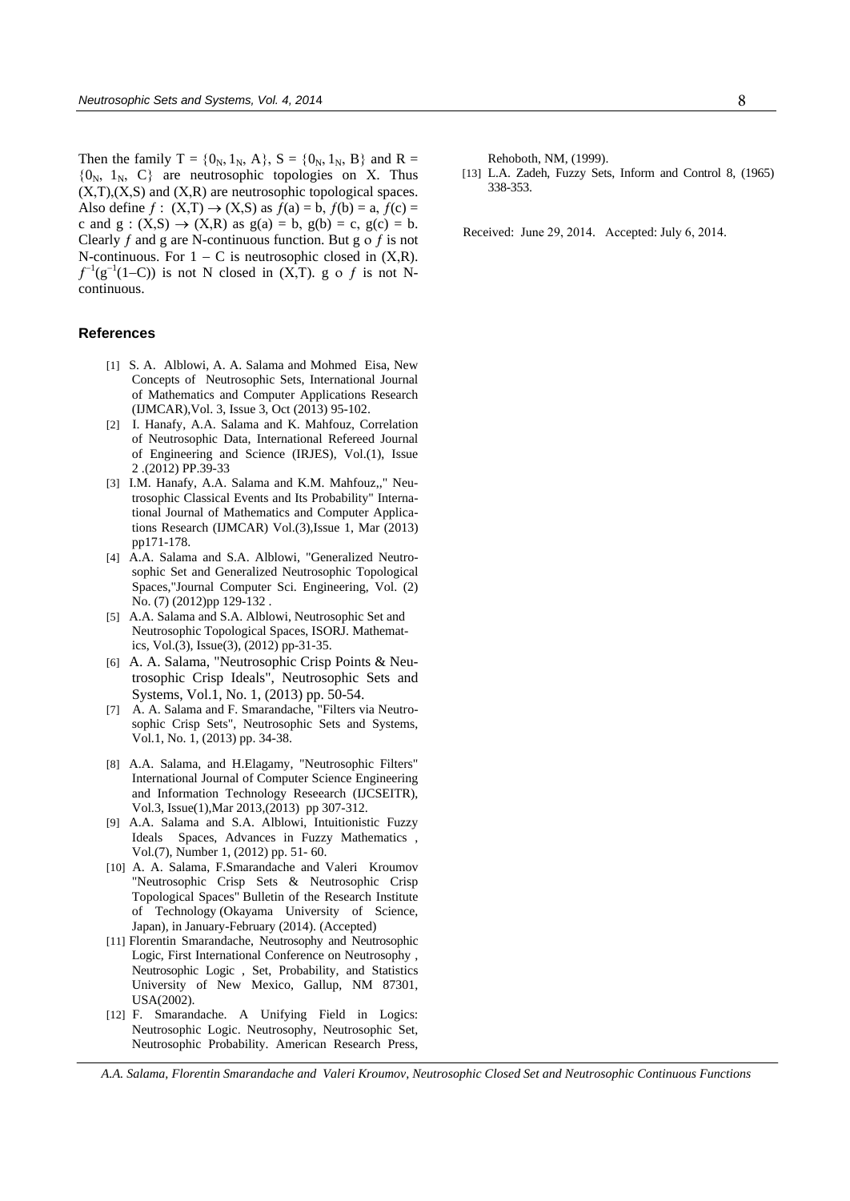Then the family $T = \{0_N, 1_N, A\}$, $S = \{0_N, 1_N, B\}$ and $R = \{0_N, 1_N, C\}$ are neutrosophic topologies on X. Thus (X,T),(X,S) and (X,R) are neutrosophic topological spaces. Also define $f : (X,T) \to (X,S)$ as $f(a) = b$, $f(b) = a$, $f(c) = c$ and $g : (X,S) \to (X,R)$ as $g(a) = b$, $g(b) = c$, $g(c) = b$. Clearly $f$ and g are N-continuous function. But $g \circ f$ is not N-continuous. For $1 - C$ is neutrosophic closed in (X,R). $f^{-1}(g^{-1}(1-C))$ is not N closed in (X,T). $g \circ f$ is not N-continuous.

## References

[1] S. A. Alblowi, A. A. Salama and Mohmed Eisa, New Concepts of Neutrosophic Sets, International Journal of Mathematics and Computer Applications Research (IJMCAR),Vol. 3, Issue 3, Oct (2013) 95-102.

[2] I. Hanafy, A.A. Salama and K. Mahfouz, Correlation of Neutrosophic Data, International Refereed Journal of Engineering and Science (IRJES), Vol.(1), Issue 2 .(2012) PP.39-33

[3] I.M. Hanafy, A.A. Salama and K.M. Mahfouz,," Neutrosophic Classical Events and Its Probability" International Journal of Mathematics and Computer Applications Research (IJMCAR) Vol.(3),Issue 1, Mar (2013) pp171-178.

[4] A.A. Salama and S.A. Alblowi, "Generalized Neutrosophic Set and Generalized Neutrosophic Topological Spaces,"Journal Computer Sci. Engineering, Vol. (2) No. (7) (2012)pp 129-132 .

[5] A.A. Salama and S.A. Alblowi, Neutrosophic Set and Neutrosophic Topological Spaces, ISORJ. Mathematics, Vol.(3), Issue(3), (2012) pp-31-35.

[6] A. A. Salama, "Neutrosophic Crisp Points & Neutrosophic Crisp Ideals", Neutrosophic Sets and Systems, Vol.1, No. 1, (2013) pp. 50-54.

[7] A. A. Salama and F. Smarandache, "Filters via Neutrosophic Crisp Sets", Neutrosophic Sets and Systems, Vol.1, No. 1, (2013) pp. 34-38.

[8] A.A. Salama, and H.Elagamy, "Neutrosophic Filters" International Journal of Computer Science Engineering and Information Technology Reseearch (IJCSEITR), Vol.3, Issue(1),Mar 2013,(2013) pp 307-312.

[9] A.A. Salama and S.A. Alblowi, Intuitionistic Fuzzy Ideals Spaces, Advances in Fuzzy Mathematics , Vol.(7), Number 1, (2012) pp. 51- 60.

[10] A. A. Salama, F.Smarandache and Valeri Kroumov "Neutrosophic Crisp Sets & Neutrosophic Crisp Topological Spaces" Bulletin of the Research Institute of Technology (Okayama University of Science, Japan), in January-February (2014). (Accepted)

[11] Florentin Smarandache, Neutrosophy and Neutrosophic Logic, First International Conference on Neutrosophy , Neutrosophic Logic , Set, Probability, and Statistics University of New Mexico, Gallup, NM 87301, USA(2002).

[12] F. Smarandache. A Unifying Field in Logics: Neutrosophic Logic. Neutrosophy, Neutrosophic Set, Neutrosophic Probability. American Research Press, Rehoboth, NM, (1999).

[13] L.A. Zadeh, Fuzzy Sets, Inform and Control 8, (1965) 338-353.

Received: June 29, 2014. Accepted: July 6, 2014.